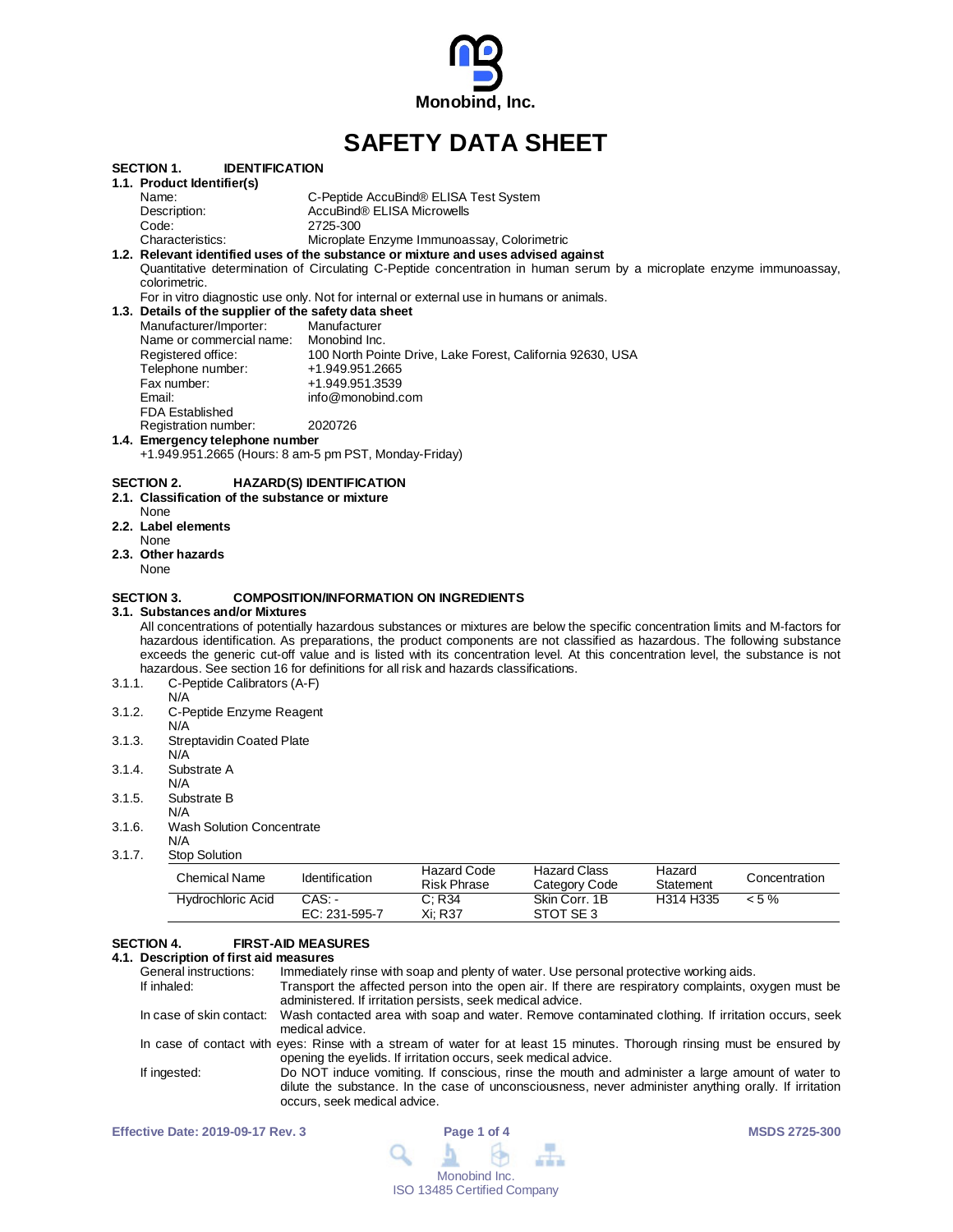Monobind, Inc.

# SAFETY DATA SHEET

## SECTION 1. IDENTIFICATION

### 1.1. Product Identifier(s)

Name: C-Peptide AccuBind® ELISA Test System
Description: AccuBind® ELISA Microwells
Code: 2725-300
Characteristics: Microplate Enzyme Immunoassay, Colorimetric

### 1.2. Relevant identified uses of the substance or mixture and uses advised against

Quantitative determination of Circulating C-Peptide concentration in human serum by a microplate enzyme immunoassay, colorimetric.

For in vitro diagnostic use only. Not for internal or external use in humans or animals.

### 1.3. Details of the supplier of the safety data sheet

Manufacturer/Importer: Manufacturer
Name or commercial name: Monobind Inc.
Registered office: 100 North Pointe Drive, Lake Forest, California 92630, USA
Telephone number: +1.949.951.2665
Fax number: +1.949.951.3539
Email: info@monobind.com
FDA Established Registration number: 2020726

### 1.4. Emergency telephone number

+1.949.951.2665 (Hours: 8 am-5 pm PST, Monday-Friday)

## SECTION 2. HAZARD(S) IDENTIFICATION

### 2.1. Classification of the substance or mixture

None

### 2.2. Label elements

None

### 2.3. Other hazards

None

## SECTION 3. COMPOSITION/INFORMATION ON INGREDIENTS

### 3.1. Substances and/or Mixtures

All concentrations of potentially hazardous substances or mixtures are below the specific concentration limits and M-factors for hazardous identification. As preparations, the product components are not classified as hazardous. The following substance exceeds the generic cut-off value and is listed with its concentration level. At this concentration level, the substance is not hazardous. See section 16 for definitions for all risk and hazards classifications.

3.1.1. C-Peptide Calibrators (A-F)
N/A

3.1.2. C-Peptide Enzyme Reagent
N/A

3.1.3. Streptavidin Coated Plate
N/A

3.1.4. Substrate A
N/A

3.1.5. Substrate B
N/A

3.1.6. Wash Solution Concentrate
N/A

3.1.7. Stop Solution

| Chemical Name | Identification | Hazard Code Risk Phrase | Hazard Class Category Code | Hazard Statement | Concentration |
|---|---|---|---|---|---|
| Hydrochloric Acid | CAS: - EC: 231-595-7 | C; R34 Xi; R37 | Skin Corr. 1B STOT SE 3 | H314 H335 | < 5 % |

## SECTION 4. FIRST-AID MEASURES

### 4.1. Description of first aid measures

General instructions: Immediately rinse with soap and plenty of water. Use personal protective working aids.

If inhaled: Transport the affected person into the open air. If there are respiratory complaints, oxygen must be administered. If irritation persists, seek medical advice.

In case of skin contact: Wash contacted area with soap and water. Remove contaminated clothing. If irritation occurs, seek medical advice.

In case of contact with eyes: Rinse with a stream of water for at least 15 minutes. Thorough rinsing must be ensured by opening the eyelids. If irritation occurs, seek medical advice.

If ingested: Do NOT induce vomiting. If conscious, rinse the mouth and administer a large amount of water to dilute the substance. In the case of unconsciousness, never administer anything orally. If irritation occurs, seek medical advice.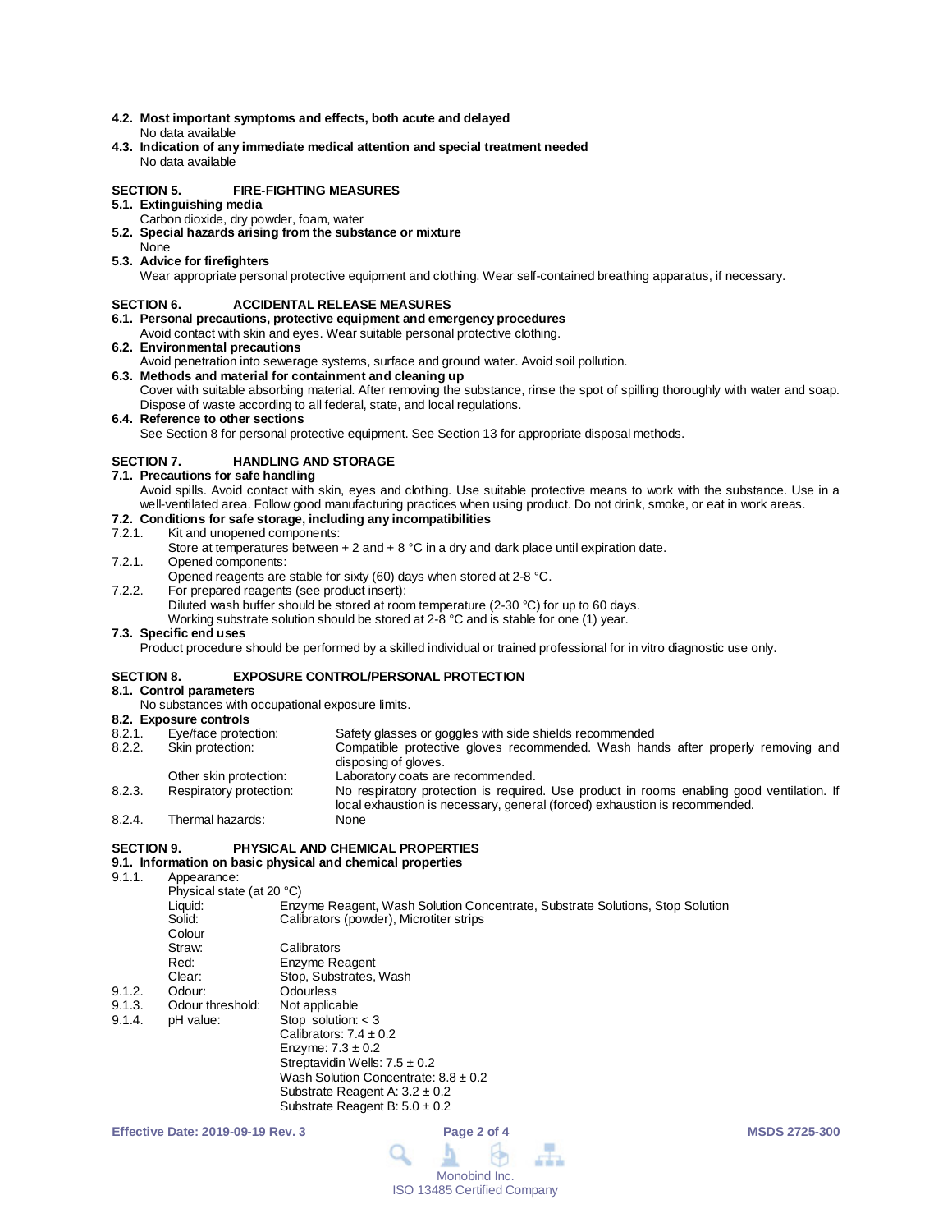**4.2. Most important symptoms and effects, both acute and delayed**
No data available

**4.3. Indication of any immediate medical attention and special treatment needed**
No data available

## SECTION 5. FIRE-FIGHTING MEASURES

**5.1. Extinguishing media**
Carbon dioxide, dry powder, foam, water

**5.2. Special hazards arising from the substance or mixture**
None

**5.3. Advice for firefighters**
Wear appropriate personal protective equipment and clothing. Wear self-contained breathing apparatus, if necessary.

## SECTION 6. ACCIDENTAL RELEASE MEASURES

**6.1. Personal precautions, protective equipment and emergency procedures**
Avoid contact with skin and eyes. Wear suitable personal protective clothing.

**6.2. Environmental precautions**
Avoid penetration into sewerage systems, surface and ground water. Avoid soil pollution.

**6.3. Methods and material for containment and cleaning up**
Cover with suitable absorbing material. After removing the substance, rinse the spot of spilling thoroughly with water and soap. Dispose of waste according to all federal, state, and local regulations.

**6.4. Reference to other sections**
See Section 8 for personal protective equipment. See Section 13 for appropriate disposal methods.

## SECTION 7. HANDLING AND STORAGE

**7.1. Precautions for safe handling**
Avoid spills. Avoid contact with skin, eyes and clothing. Use suitable protective means to work with the substance. Use in a well-ventilated area. Follow good manufacturing practices when using product. Do not drink, smoke, or eat in work areas.

**7.2. Conditions for safe storage, including any incompatibilities**

7.2.1. Kit and unopened components:
Store at temperatures between + 2 and + 8 °C in a dry and dark place until expiration date.

7.2.1. Opened components:
Opened reagents are stable for sixty (60) days when stored at 2-8 °C.

7.2.2. For prepared reagents (see product insert):
Diluted wash buffer should be stored at room temperature (2-30 °C) for up to 60 days.
Working substrate solution should be stored at 2-8 °C and is stable for one (1) year.

**7.3. Specific end uses**
Product procedure should be performed by a skilled individual or trained professional for in vitro diagnostic use only.

## SECTION 8. EXPOSURE CONTROL/PERSONAL PROTECTION

**8.1. Control parameters**
No substances with occupational exposure limits.

**8.2. Exposure controls**

| | | |
|---|---|---|
| 8.2.1. | Eye/face protection: | Safety glasses or goggles with side shields recommended |
| 8.2.2. | Skin protection: | Compatible protective gloves recommended. Wash hands after properly removing and disposing of gloves. |
| | Other skin protection: | Laboratory coats are recommended. |
| 8.2.3. | Respiratory protection: | No respiratory protection is required. Use product in rooms enabling good ventilation. If local exhaustion is necessary, general (forced) exhaustion is recommended. |
| 8.2.4. | Thermal hazards: | None |

## SECTION 9. PHYSICAL AND CHEMICAL PROPERTIES

**9.1. Information on basic physical and chemical properties**

9.1.1. Appearance:

Physical state (at 20 °C)

| | |
|---|---|
| Liquid: | Enzyme Reagent, Wash Solution Concentrate, Substrate Solutions, Stop Solution |
| Solid: | Calibrators (powder), Microtiter strips |

Colour

| | |
|---|---|
| Straw: | Calibrators |
| Red: | Enzyme Reagent |
| Clear: | Stop, Substrates, Wash |

9.1.2. Odour: Odourless

9.1.3. Odour threshold: Not applicable

9.1.4. pH value:
Stop solution: < 3
Calibrators: 7.4 ± 0.2
Enzyme: 7.3 ± 0.2
Streptavidin Wells: 7.5 ± 0.2
Wash Solution Concentrate: 8.8 ± 0.2
Substrate Reagent A: 3.2 ± 0.2
Substrate Reagent B: 5.0 ± 0.2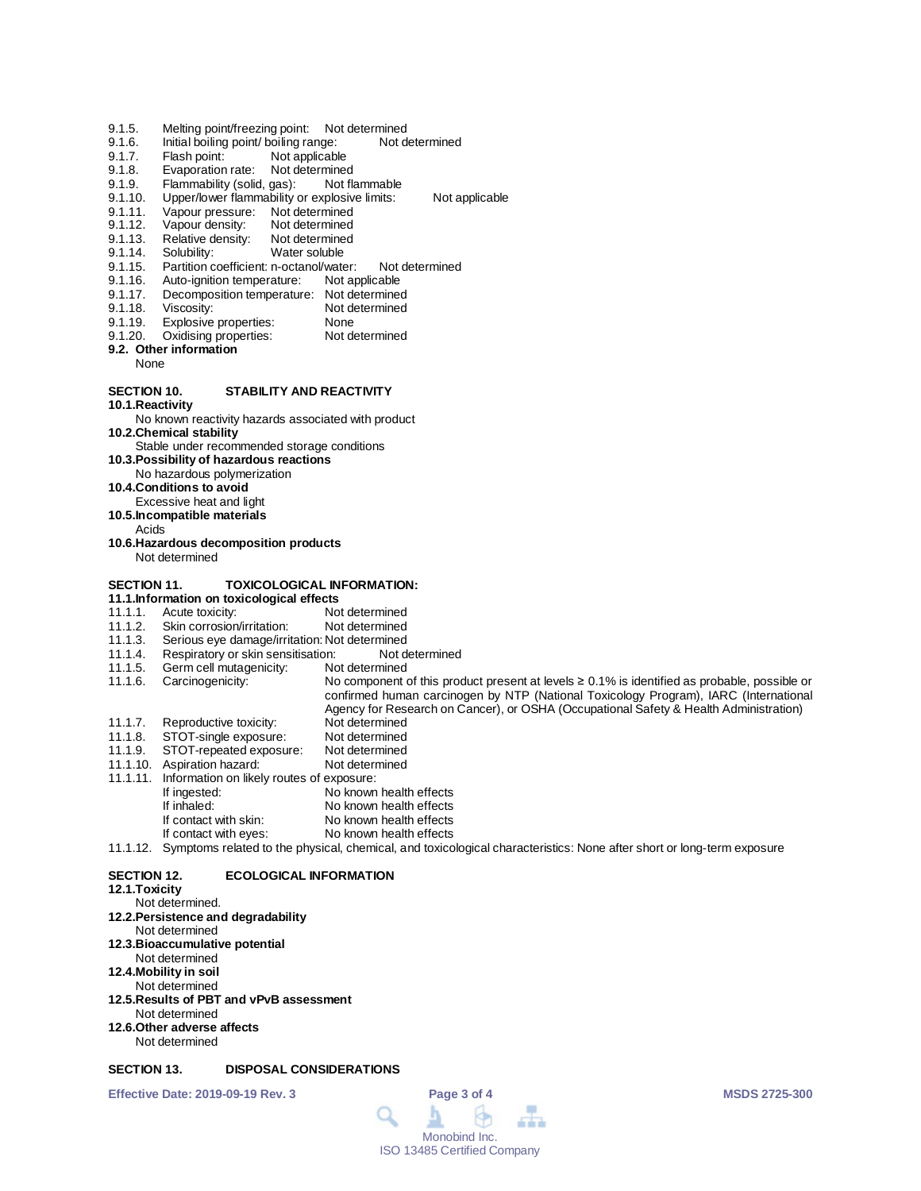9.1.5. Melting point/freezing point: Not determined
9.1.6. Initial boiling point/ boiling range: Not determined
9.1.7. Flash point: Not applicable
9.1.8. Evaporation rate: Not determined
9.1.9. Flammability (solid, gas): Not flammable
9.1.10. Upper/lower flammability or explosive limits: Not applicable
9.1.11. Vapour pressure: Not determined
9.1.12. Vapour density: Not determined
9.1.13. Relative density: Not determined
9.1.14. Solubility: Water soluble
9.1.15. Partition coefficient: n-octanol/water: Not determined
9.1.16. Auto-ignition temperature: Not applicable
9.1.17. Decomposition temperature: Not determined
9.1.18. Viscosity: Not determined
9.1.19. Explosive properties: None
9.1.20. Oxidising properties: Not determined

**9.2. Other information**

None

## SECTION 10. STABILITY AND REACTIVITY

**10.1.Reactivity**

No known reactivity hazards associated with product

**10.2.Chemical stability**

Stable under recommended storage conditions

**10.3.Possibility of hazardous reactions**

No hazardous polymerization

**10.4.Conditions to avoid**

Excessive heat and light

**10.5.Incompatible materials**

Acids

**10.6.Hazardous decomposition products**

Not determined

## SECTION 11. TOXICOLOGICAL INFORMATION:

**11.1.Information on toxicological effects**

11.1.1. Acute toxicity: Not determined
11.1.2. Skin corrosion/irritation: Not determined
11.1.3. Serious eye damage/irritation: Not determined
11.1.4. Respiratory or skin sensitisation: Not determined
11.1.5. Germ cell mutagenicity: Not determined
11.1.6. Carcinogenicity: No component of this product present at levels ≥ 0.1% is identified as probable, possible or confirmed human carcinogen by NTP (National Toxicology Program), IARC (International Agency for Research on Cancer), or OSHA (Occupational Safety & Health Administration)
11.1.7. Reproductive toxicity: Not determined
11.1.8. STOT-single exposure: Not determined
11.1.9. STOT-repeated exposure: Not determined
11.1.10. Aspiration hazard: Not determined
11.1.11. Information on likely routes of exposure:
- If ingested: No known health effects
- If inhaled: No known health effects
- If contact with skin: No known health effects
- If contact with eyes: No known health effects

11.1.12. Symptoms related to the physical, chemical, and toxicological characteristics: None after short or long-term exposure

## SECTION 12. ECOLOGICAL INFORMATION

**12.1.Toxicity**

Not determined.

**12.2.Persistence and degradability**

Not determined

**12.3.Bioaccumulative potential**

Not determined

**12.4.Mobility in soil**

Not determined

**12.5.Results of PBT and vPvB assessment**

Not determined

**12.6.Other adverse affects**

Not determined

## SECTION 13. DISPOSAL CONSIDERATIONS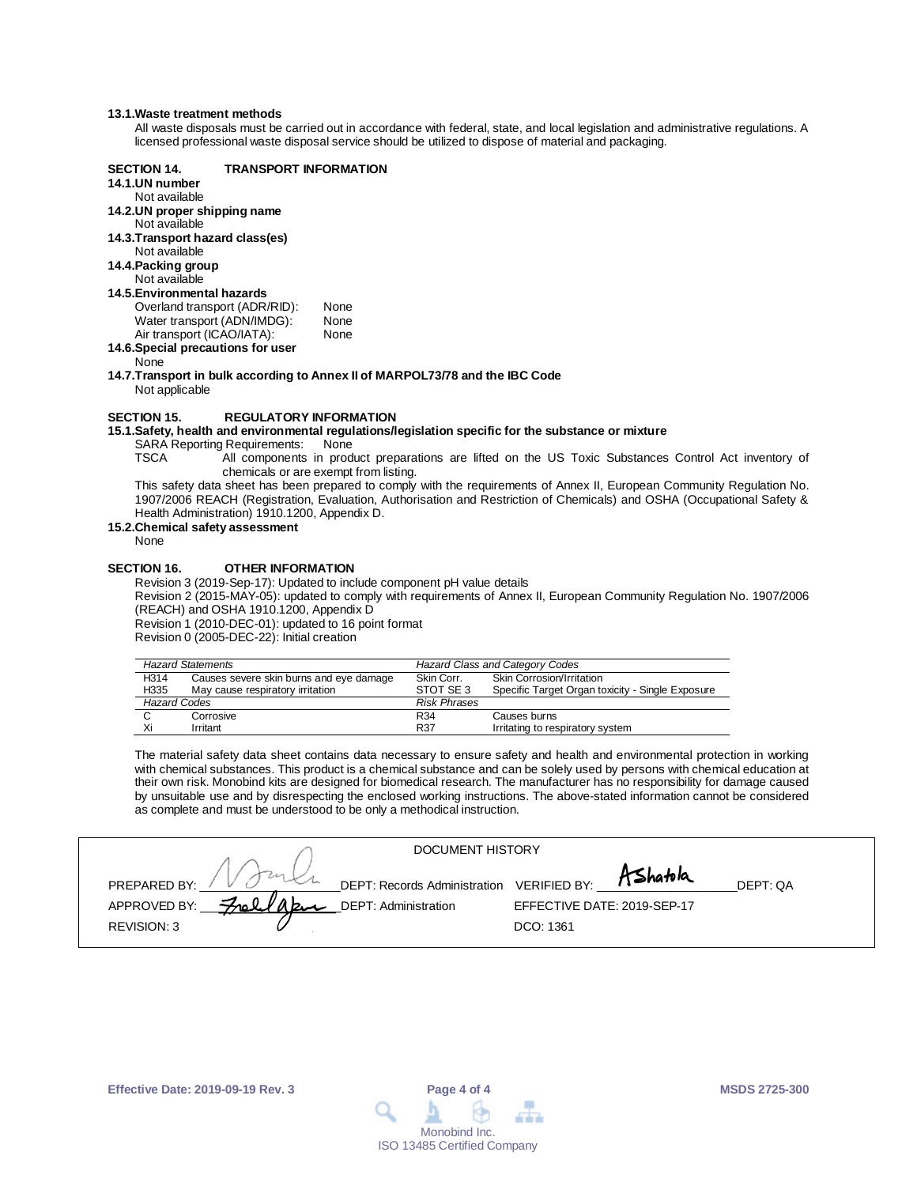**13.1. Waste treatment methods**

All waste disposals must be carried out in accordance with federal, state, and local legislation and administrative regulations. A licensed professional waste disposal service should be utilized to dispose of material and packaging.

## SECTION 14. TRANSPORT INFORMATION

**14.1. UN number**

Not available

**14.2. UN proper shipping name**

Not available

**14.3. Transport hazard class(es)**

Not available

**14.4. Packing group**

Not available

**14.5. Environmental hazards**

Overland transport (ADR/RID): None
Water transport (ADN/IMDG): None
Air transport (ICAO/IATA): None

**14.6. Special precautions for user**

None

**14.7. Transport in bulk according to Annex II of MARPOL73/78 and the IBC Code**

Not applicable

## SECTION 15. REGULATORY INFORMATION

**15.1. Safety, health and environmental regulations/legislation specific for the substance or mixture**

SARA Reporting Requirements: None

TSCA All components in product preparations are lifted on the US Toxic Substances Control Act inventory of chemicals or are exempt from listing.

This safety data sheet has been prepared to comply with the requirements of Annex II, European Community Regulation No. 1907/2006 REACH (Registration, Evaluation, Authorisation and Restriction of Chemicals) and OSHA (Occupational Safety & Health Administration) 1910.1200, Appendix D.

**15.2. Chemical safety assessment**

None

## SECTION 16. OTHER INFORMATION

Revision 3 (2019-Sep-17): Updated to include component pH value details
Revision 2 (2015-MAY-05): updated to comply with requirements of Annex II, European Community Regulation No. 1907/2006 (REACH) and OSHA 1910.1200, Appendix D
Revision 1 (2010-DEC-01): updated to 16 point format
Revision 0 (2005-DEC-22): Initial creation

| *Hazard Statements* | | *Hazard Class and Category Codes* | |
|---|---|---|---|
| H314 | Causes severe skin burns and eye damage | Skin Corr. | Skin Corrosion/Irritation |
| H335 | May cause respiratory irritation | STOT SE 3 | Specific Target Organ toxicity - Single Exposure |
| *Hazard Codes* | | *Risk Phrases* | |
| C | Corrosive | R34 | Causes burns |
| Xi | Irritant | R37 | Irritating to respiratory system |

The material safety data sheet contains data necessary to ensure safety and health and environmental protection in working with chemical substances. This product is a chemical substance and can be solely used by persons with chemical education at their own risk. Monobind kits are designed for biomedical research. The manufacturer has no responsibility for damage caused by unsuitable use and by disrespecting the enclosed working instructions. The above-stated information cannot be considered as complete and must be understood to be only a methodical instruction.

| DOCUMENT HISTORY | | | |
|---|---|---|---|
| PREPARED BY: [signature] | DEPT: Records Administration | VERIFIED BY: AShatola | DEPT: QA |
| APPROVED BY: [signature] | DEPT: Administration | EFFECTIVE DATE: 2019-SEP-17 | |
| REVISION: 3 | | DCO: 1361 | |